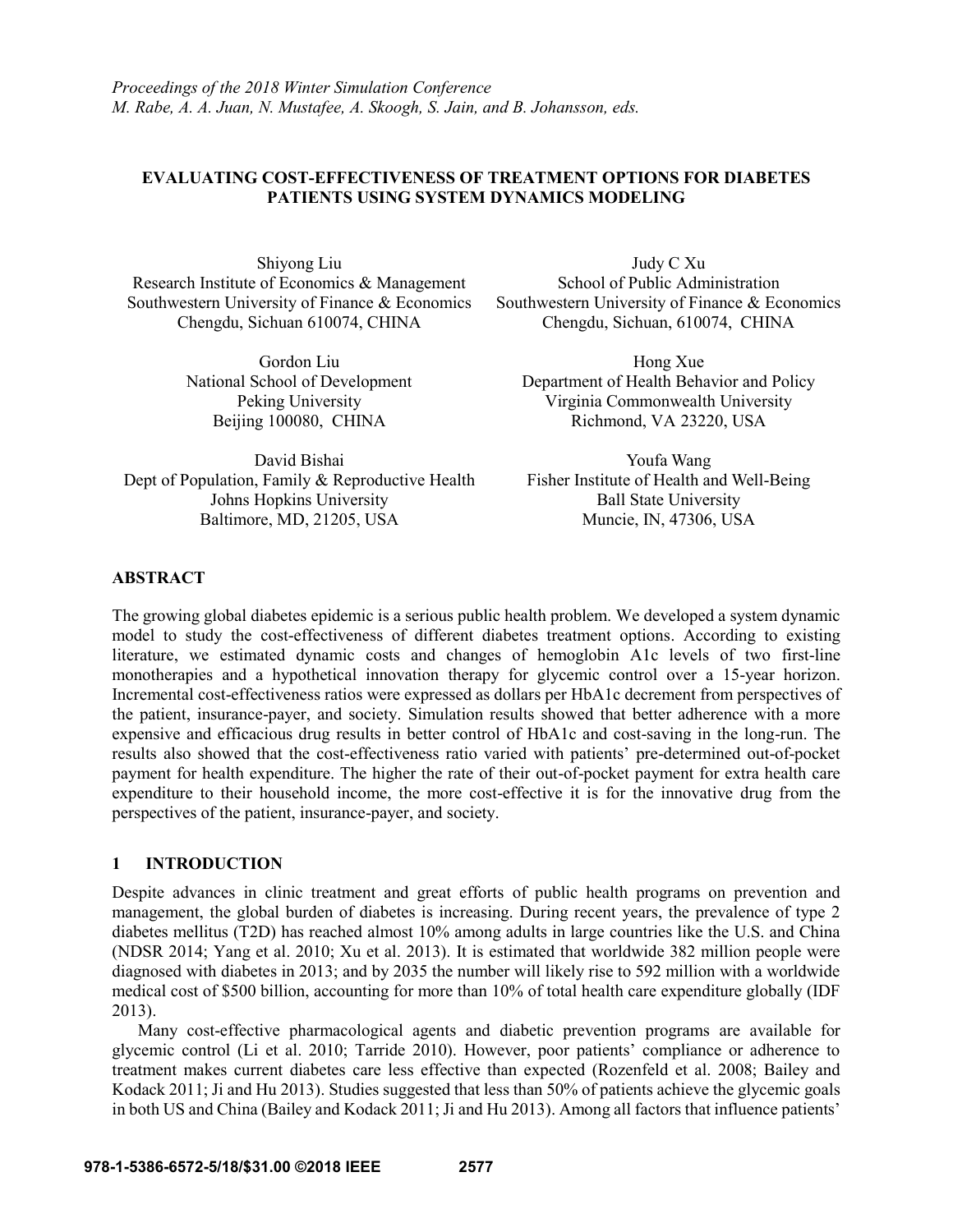*Proceedings of the 2018 Winter Simulation Conference*
*M. Rabe, A. A. Juan, N. Mustafee, A. Skoogh, S. Jain, and B. Johansson, eds.*

# EVALUATING COST-EFFECTIVENESS OF TREATMENT OPTIONS FOR DIABETES PATIENTS USING SYSTEM DYNAMICS MODELING

Shiyong Liu
Research Institute of Economics & Management
Southwestern University of Finance & Economics
Chengdu, Sichuan 610074, CHINA

Judy C Xu
School of Public Administration
Southwestern University of Finance & Economics
Chengdu, Sichuan, 610074, CHINA

Gordon Liu
National School of Development
Peking University
Beijing 100080, CHINA

Hong Xue
Department of Health Behavior and Policy
Virginia Commonwealth University
Richmond, VA 23220, USA

David Bishai
Dept of Population, Family & Reproductive Health
Johns Hopkins University
Baltimore, MD, 21205, USA

Youfa Wang
Fisher Institute of Health and Well-Being
Ball State University
Muncie, IN, 47306, USA

## ABSTRACT

The growing global diabetes epidemic is a serious public health problem. We developed a system dynamic model to study the cost-effectiveness of different diabetes treatment options. According to existing literature, we estimated dynamic costs and changes of hemoglobin A1c levels of two first-line monotherapies and a hypothetical innovation therapy for glycemic control over a 15-year horizon. Incremental cost-effectiveness ratios were expressed as dollars per HbA1c decrement from perspectives of the patient, insurance-payer, and society. Simulation results showed that better adherence with a more expensive and efficacious drug results in better control of HbA1c and cost-saving in the long-run. The results also showed that the cost-effectiveness ratio varied with patients' pre-determined out-of-pocket payment for health expenditure. The higher the rate of their out-of-pocket payment for extra health care expenditure to their household income, the more cost-effective it is for the innovative drug from the perspectives of the patient, insurance-payer, and society.

## 1 INTRODUCTION

Despite advances in clinic treatment and great efforts of public health programs on prevention and management, the global burden of diabetes is increasing. During recent years, the prevalence of type 2 diabetes mellitus (T2D) has reached almost 10% among adults in large countries like the U.S. and China (NDSR 2014; Yang et al. 2010; Xu et al. 2013). It is estimated that worldwide 382 million people were diagnosed with diabetes in 2013; and by 2035 the number will likely rise to 592 million with a worldwide medical cost of $500 billion, accounting for more than 10% of total health care expenditure globally (IDF 2013).

Many cost-effective pharmacological agents and diabetic prevention programs are available for glycemic control (Li et al. 2010; Tarride 2010). However, poor patients' compliance or adherence to treatment makes current diabetes care less effective than expected (Rozenfeld et al. 2008; Bailey and Kodack 2011; Ji and Hu 2013). Studies suggested that less than 50% of patients achieve the glycemic goals in both US and China (Bailey and Kodack 2011; Ji and Hu 2013). Among all factors that influence patients'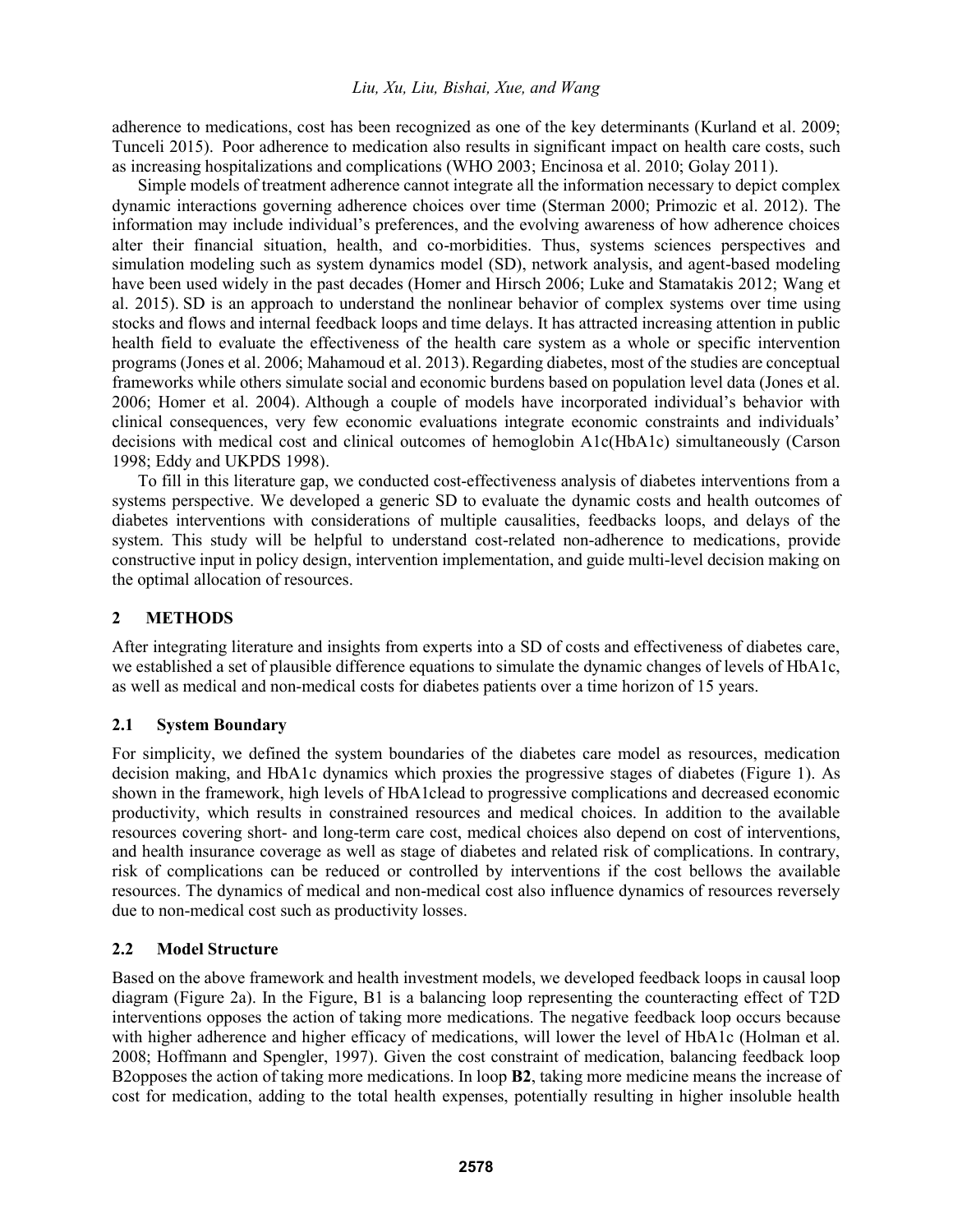adherence to medications, cost has been recognized as one of the key determinants (Kurland et al. 2009; Tunceli 2015). Poor adherence to medication also results in significant impact on health care costs, such as increasing hospitalizations and complications (WHO 2003; Encinosa et al. 2010; Golay 2011).

Simple models of treatment adherence cannot integrate all the information necessary to depict complex dynamic interactions governing adherence choices over time (Sterman 2000; Primozic et al. 2012). The information may include individual's preferences, and the evolving awareness of how adherence choices alter their financial situation, health, and co-morbidities. Thus, systems sciences perspectives and simulation modeling such as system dynamics model (SD), network analysis, and agent-based modeling have been used widely in the past decades (Homer and Hirsch 2006; Luke and Stamatakis 2012; Wang et al. 2015). SD is an approach to understand the nonlinear behavior of complex systems over time using stocks and flows and internal feedback loops and time delays. It has attracted increasing attention in public health field to evaluate the effectiveness of the health care system as a whole or specific intervention programs (Jones et al. 2006; Mahamoud et al. 2013). Regarding diabetes, most of the studies are conceptual frameworks while others simulate social and economic burdens based on population level data (Jones et al. 2006; Homer et al. 2004). Although a couple of models have incorporated individual's behavior with clinical consequences, very few economic evaluations integrate economic constraints and individuals' decisions with medical cost and clinical outcomes of hemoglobin A1c(HbA1c) simultaneously (Carson 1998; Eddy and UKPDS 1998).

To fill in this literature gap, we conducted cost-effectiveness analysis of diabetes interventions from a systems perspective. We developed a generic SD to evaluate the dynamic costs and health outcomes of diabetes interventions with considerations of multiple causalities, feedbacks loops, and delays of the system. This study will be helpful to understand cost-related non-adherence to medications, provide constructive input in policy design, intervention implementation, and guide multi-level decision making on the optimal allocation of resources.

## 2 METHODS

After integrating literature and insights from experts into a SD of costs and effectiveness of diabetes care, we established a set of plausible difference equations to simulate the dynamic changes of levels of HbA1c, as well as medical and non-medical costs for diabetes patients over a time horizon of 15 years.

### 2.1 System Boundary

For simplicity, we defined the system boundaries of the diabetes care model as resources, medication decision making, and HbA1c dynamics which proxies the progressive stages of diabetes (Figure 1). As shown in the framework, high levels of HbA1clead to progressive complications and decreased economic productivity, which results in constrained resources and medical choices. In addition to the available resources covering short- and long-term care cost, medical choices also depend on cost of interventions, and health insurance coverage as well as stage of diabetes and related risk of complications. In contrary, risk of complications can be reduced or controlled by interventions if the cost bellows the available resources. The dynamics of medical and non-medical cost also influence dynamics of resources reversely due to non-medical cost such as productivity losses.

### 2.2 Model Structure

Based on the above framework and health investment models, we developed feedback loops in causal loop diagram (Figure 2a). In the Figure, B1 is a balancing loop representing the counteracting effect of T2D interventions opposes the action of taking more medications. The negative feedback loop occurs because with higher adherence and higher efficacy of medications, will lower the level of HbA1c (Holman et al. 2008; Hoffmann and Spengler, 1997). Given the cost constraint of medication, balancing feedback loop B2opposes the action of taking more medications. In loop **B2**, taking more medicine means the increase of cost for medication, adding to the total health expenses, potentially resulting in higher insoluble health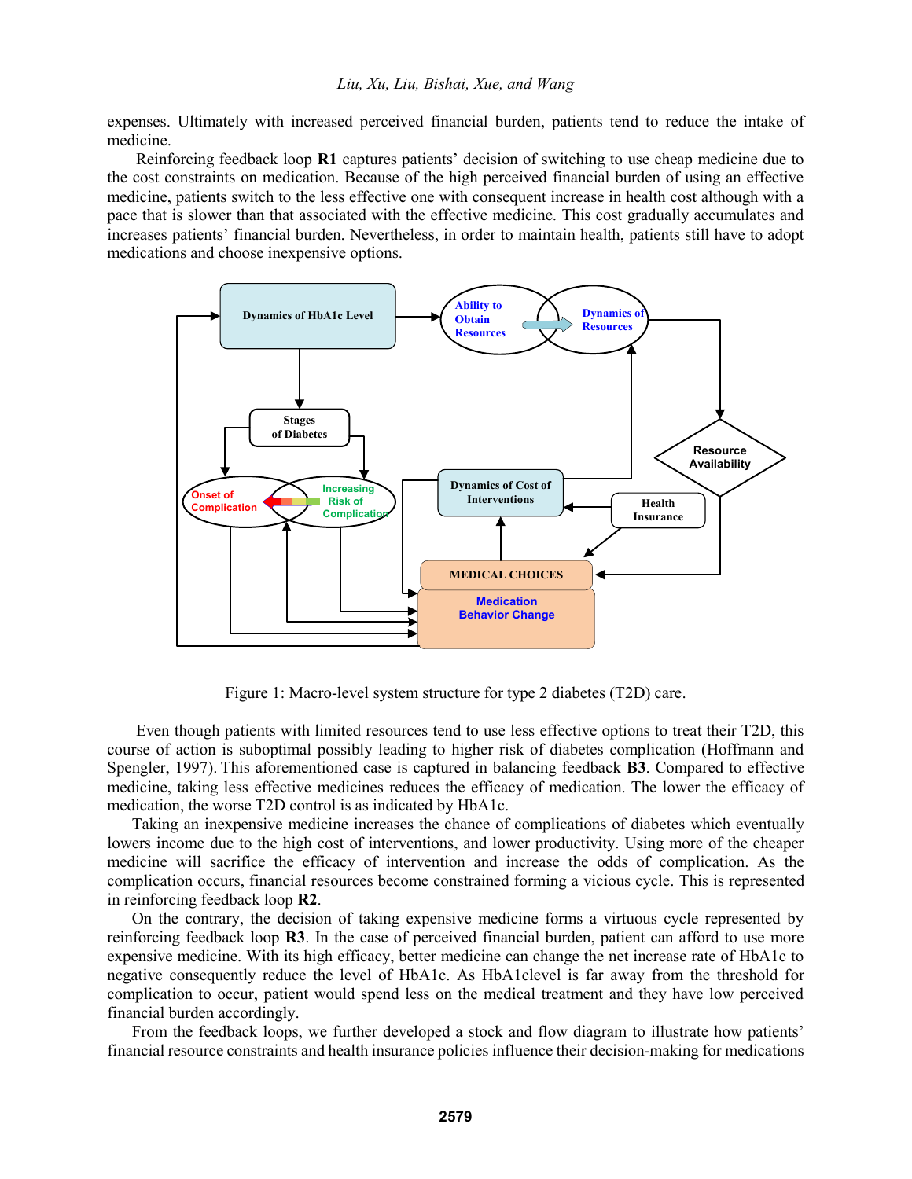expenses. Ultimately with increased perceived financial burden, patients tend to reduce the intake of medicine.

Reinforcing feedback loop **R1** captures patients' decision of switching to use cheap medicine due to the cost constraints on medication. Because of the high perceived financial burden of using an effective medicine, patients switch to the less effective one with consequent increase in health cost although with a pace that is slower than that associated with the effective medicine. This cost gradually accumulates and increases patients' financial burden. Nevertheless, in order to maintain health, patients still have to adopt medications and choose inexpensive options.

Figure 1: Macro-level system structure for type 2 diabetes (T2D) care.

Even though patients with limited resources tend to use less effective options to treat their T2D, this course of action is suboptimal possibly leading to higher risk of diabetes complication (Hoffmann and Spengler, 1997). This aforementioned case is captured in balancing feedback **B3**. Compared to effective medicine, taking less effective medicines reduces the efficacy of medication. The lower the efficacy of medication, the worse T2D control is as indicated by HbA1c.

Taking an inexpensive medicine increases the chance of complications of diabetes which eventually lowers income due to the high cost of interventions, and lower productivity. Using more of the cheaper medicine will sacrifice the efficacy of intervention and increase the odds of complication. As the complication occurs, financial resources become constrained forming a vicious cycle. This is represented in reinforcing feedback loop **R2**.

On the contrary, the decision of taking expensive medicine forms a virtuous cycle represented by reinforcing feedback loop **R3**. In the case of perceived financial burden, patient can afford to use more expensive medicine. With its high efficacy, better medicine can change the net increase rate of HbA1c to negative consequently reduce the level of HbA1c. As HbA1clevel is far away from the threshold for complication to occur, patient would spend less on the medical treatment and they have low perceived financial burden accordingly.

From the feedback loops, we further developed a stock and flow diagram to illustrate how patients' financial resource constraints and health insurance policies influence their decision-making for medications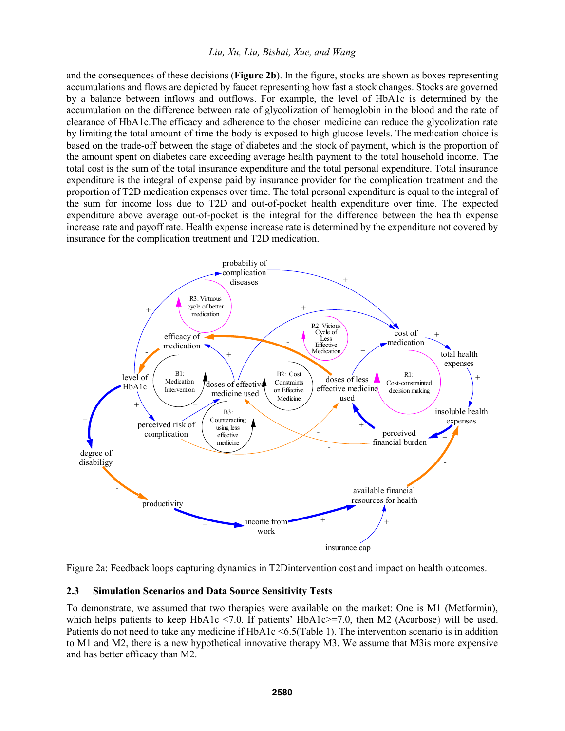and the consequences of these decisions (**Figure 2b**). In the figure, stocks are shown as boxes representing accumulations and flows are depicted by faucet representing how fast a stock changes. Stocks are governed by a balance between inflows and outflows. For example, the level of HbA1c is determined by the accumulation on the difference between rate of glycolization of hemoglobin in the blood and the rate of clearance of HbA1c.The efficacy and adherence to the chosen medicine can reduce the glycolization rate by limiting the total amount of time the body is exposed to high glucose levels. The medication choice is based on the trade-off between the stage of diabetes and the stock of payment, which is the proportion of the amount spent on diabetes care exceeding average health payment to the total household income. The total cost is the sum of the total insurance expenditure and the total personal expenditure. Total insurance expenditure is the integral of expense paid by insurance provider for the complication treatment and the proportion of T2D medication expenses over time. The total personal expenditure is equal to the integral of the sum for income loss due to T2D and out-of-pocket health expenditure over time. The expected expenditure above average out-of-pocket is the integral for the difference between the health expense increase rate and payoff rate. Health expense increase rate is determined by the expenditure not covered by insurance for the complication treatment and T2D medication.

Figure 2a: Feedback loops capturing dynamics in T2Dintervention cost and impact on health outcomes.

## 2.3 Simulation Scenarios and Data Source Sensitivity Tests

To demonstrate, we assumed that two therapies were available on the market: One is M1 (Metformin), which helps patients to keep HbA1c <7.0. If patients' HbA1c>=7.0, then M2 (Acarbose) will be used. Patients do not need to take any medicine if HbA1c <6.5(Table 1). The intervention scenario is in addition to M1 and M2, there is a new hypothetical innovative therapy M3. We assume that M3is more expensive and has better efficacy than M2.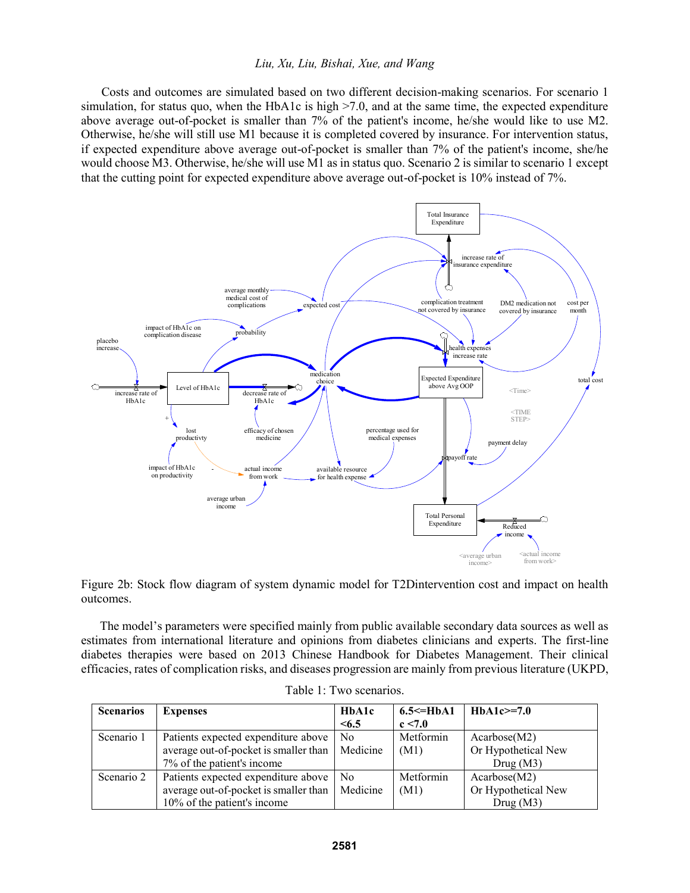Costs and outcomes are simulated based on two different decision-making scenarios. For scenario 1 simulation, for status quo, when the HbA1c is high >7.0, and at the same time, the expected expenditure above average out-of-pocket is smaller than 7% of the patient's income, he/she would like to use M2. Otherwise, he/she will still use M1 because it is completed covered by insurance. For intervention status, if expected expenditure above average out-of-pocket is smaller than 7% of the patient's income, she/he would choose M3. Otherwise, he/she will use M1 as in status quo. Scenario 2 is similar to scenario 1 except that the cutting point for expected expenditure above average out-of-pocket is 10% instead of 7%.

Figure 2b: Stock flow diagram of system dynamic model for T2Dintervention cost and impact on health outcomes.

The model's parameters were specified mainly from public available secondary data sources as well as estimates from international literature and opinions from diabetes clinicians and experts. The first-line diabetes therapies were based on 2013 Chinese Handbook for Diabetes Management. Their clinical efficacies, rates of complication risks, and diseases progression are mainly from previous literature (UKPD,

Table 1: Two scenarios.

| Scenarios | Expenses | HbA1c <6.5 | 6.5<=HbA1c <7.0 | HbA1c>=7.0 |
|---|---|---|---|---|
| Scenario 1 | Patients expected expenditure above average out-of-pocket is smaller than 7% of the patient's income | No Medicine | Metformin (M1) | Acarbose(M2) Or Hypothetical New Drug (M3) |
| Scenario 2 | Patients expected expenditure above average out-of-pocket is smaller than 10% of the patient's income | No Medicine | Metformin (M1) | Acarbose(M2) Or Hypothetical New Drug (M3) |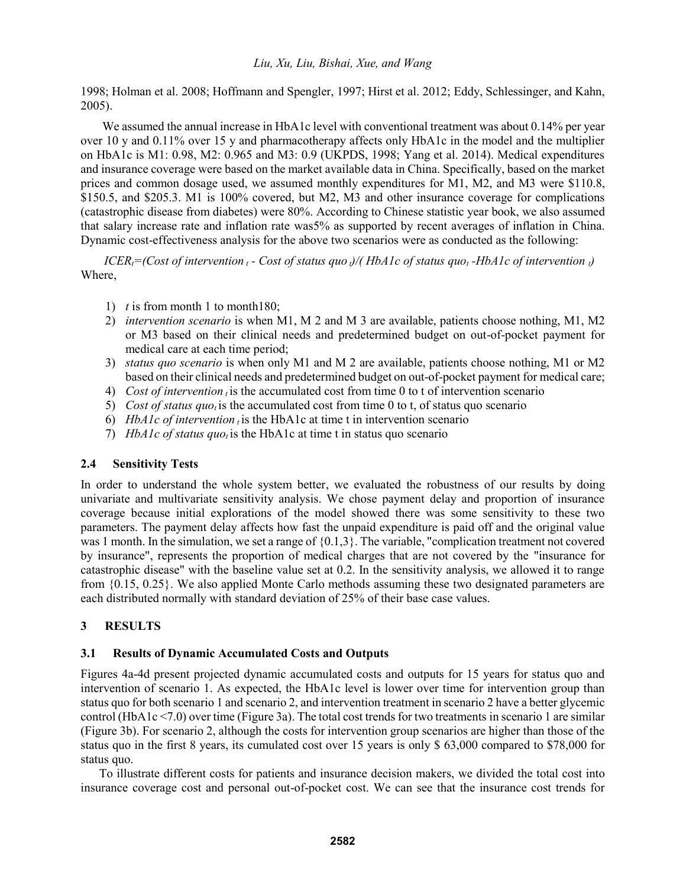1998; Holman et al. 2008; Hoffmann and Spengler, 1997; Hirst et al. 2012; Eddy, Schlessinger, and Kahn, 2005).

We assumed the annual increase in HbA1c level with conventional treatment was about 0.14% per year over 10 y and 0.11% over 15 y and pharmacotherapy affects only HbA1c in the model and the multiplier on HbA1c is M1: 0.98, M2: 0.965 and M3: 0.9 (UKPDS, 1998; Yang et al. 2014). Medical expenditures and insurance coverage were based on the market available data in China. Specifically, based on the market prices and common dosage used, we assumed monthly expenditures for M1, M2, and M3 were $110.8, $150.5, and $205.3. M1 is 100% covered, but M2, M3 and other insurance coverage for complications (catastrophic disease from diabetes) were 80%. According to Chinese statistic year book, we also assumed that salary increase rate and inflation rate was5% as supported by recent averages of inflation in China. Dynamic cost-effectiveness analysis for the above two scenarios were as conducted as the following:

$ICER_t$=(*Cost of intervention* $_t$ - *Cost of status quo* $_t$)/( *HbA1c of status quo*$_t$ -*HbA1c of intervention* $_t$)
Where,

1) $t$ is from month 1 to month180;
2) *intervention scenario* is when M1, M 2 and M 3 are available, patients choose nothing, M1, M2 or M3 based on their clinical needs and predetermined budget on out-of-pocket payment for medical care at each time period;
3) *status quo scenario* is when only M1 and M 2 are available, patients choose nothing, M1 or M2 based on their clinical needs and predetermined budget on out-of-pocket payment for medical care;
4) *Cost of intervention* $_t$ is the accumulated cost from time 0 to t of intervention scenario
5) *Cost of status quo*$_t$ is the accumulated cost from time 0 to t, of status quo scenario
6) *HbA1c of intervention* $_t$ is the HbA1c at time t in intervention scenario
7) *HbA1c of status quo*$_t$ is the HbA1c at time t in status quo scenario

### 2.4 Sensitivity Tests

In order to understand the whole system better, we evaluated the robustness of our results by doing univariate and multivariate sensitivity analysis. We chose payment delay and proportion of insurance coverage because initial explorations of the model showed there was some sensitivity to these two parameters. The payment delay affects how fast the unpaid expenditure is paid off and the original value was 1 month. In the simulation, we set a range of {0.1,3}. The variable, "complication treatment not covered by insurance", represents the proportion of medical charges that are not covered by the "insurance for catastrophic disease" with the baseline value set at 0.2. In the sensitivity analysis, we allowed it to range from {0.15, 0.25}. We also applied Monte Carlo methods assuming these two designated parameters are each distributed normally with standard deviation of 25% of their base case values.

## 3 RESULTS

### 3.1 Results of Dynamic Accumulated Costs and Outputs

Figures 4a-4d present projected dynamic accumulated costs and outputs for 15 years for status quo and intervention of scenario 1. As expected, the HbA1c level is lower over time for intervention group than status quo for both scenario 1 and scenario 2, and intervention treatment in scenario 2 have a better glycemic control (HbA1c <7.0) over time (Figure 3a). The total cost trends for two treatments in scenario 1 are similar (Figure 3b). For scenario 2, although the costs for intervention group scenarios are higher than those of the status quo in the first 8 years, its cumulated cost over 15 years is only $ 63,000 compared to $78,000 for status quo.

To illustrate different costs for patients and insurance decision makers, we divided the total cost into insurance coverage cost and personal out-of-pocket cost. We can see that the insurance cost trends for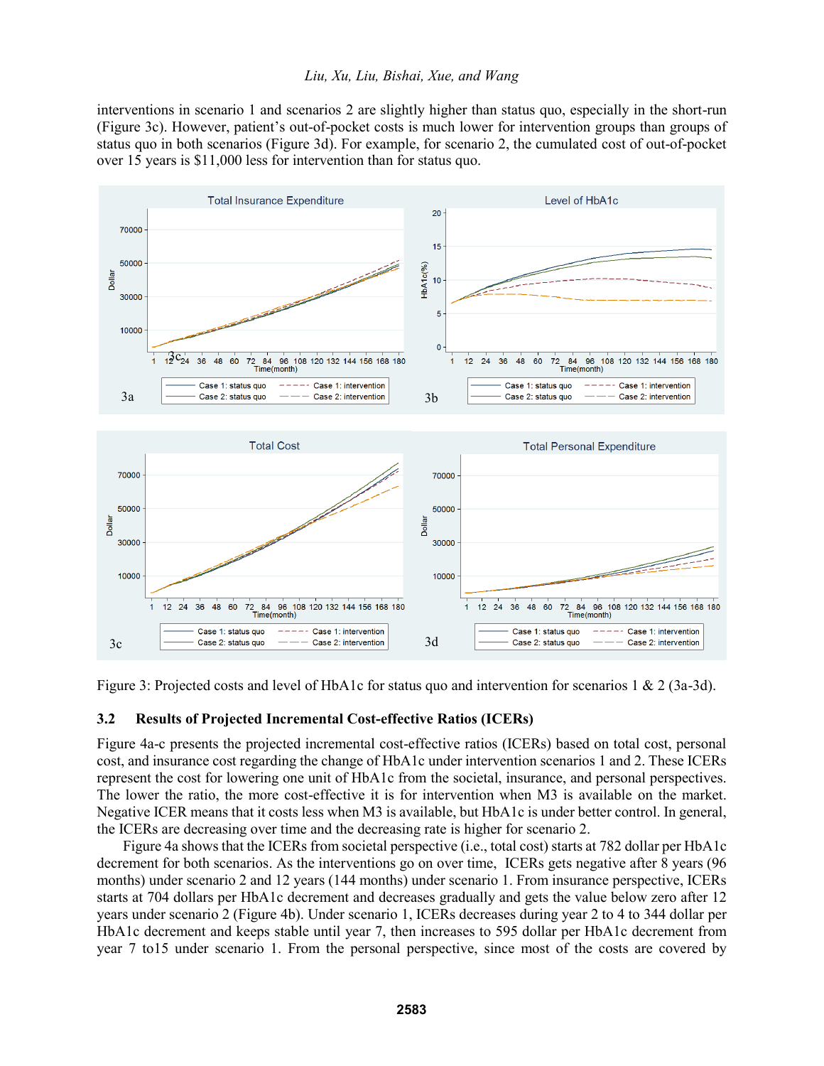interventions in scenario 1 and scenarios 2 are slightly higher than status quo, especially in the short-run (Figure 3c). However, patient's out-of-pocket costs is much lower for intervention groups than groups of status quo in both scenarios (Figure 3d). For example, for scenario 2, the cumulated cost of out-of-pocket over 15 years is $11,000 less for intervention than for status quo.

Figure 3: Projected costs and level of HbA1c for status quo and intervention for scenarios 1 & 2 (3a-3d).

### 3.2 Results of Projected Incremental Cost-effective Ratios (ICERs)

Figure 4a-c presents the projected incremental cost-effective ratios (ICERs) based on total cost, personal cost, and insurance cost regarding the change of HbA1c under intervention scenarios 1 and 2. These ICERs represent the cost for lowering one unit of HbA1c from the societal, insurance, and personal perspectives. The lower the ratio, the more cost-effective it is for intervention when M3 is available on the market. Negative ICER means that it costs less when M3 is available, but HbA1c is under better control. In general, the ICERs are decreasing over time and the decreasing rate is higher for scenario 2.

Figure 4a shows that the ICERs from societal perspective (i.e., total cost) starts at 782 dollar per HbA1c decrement for both scenarios. As the interventions go on over time, ICERs gets negative after 8 years (96 months) under scenario 2 and 12 years (144 months) under scenario 1. From insurance perspective, ICERs starts at 704 dollars per HbA1c decrement and decreases gradually and gets the value below zero after 12 years under scenario 2 (Figure 4b). Under scenario 1, ICERs decreases during year 2 to 4 to 344 dollar per HbA1c decrement and keeps stable until year 7, then increases to 595 dollar per HbA1c decrement from year 7 to15 under scenario 1. From the personal perspective, since most of the costs are covered by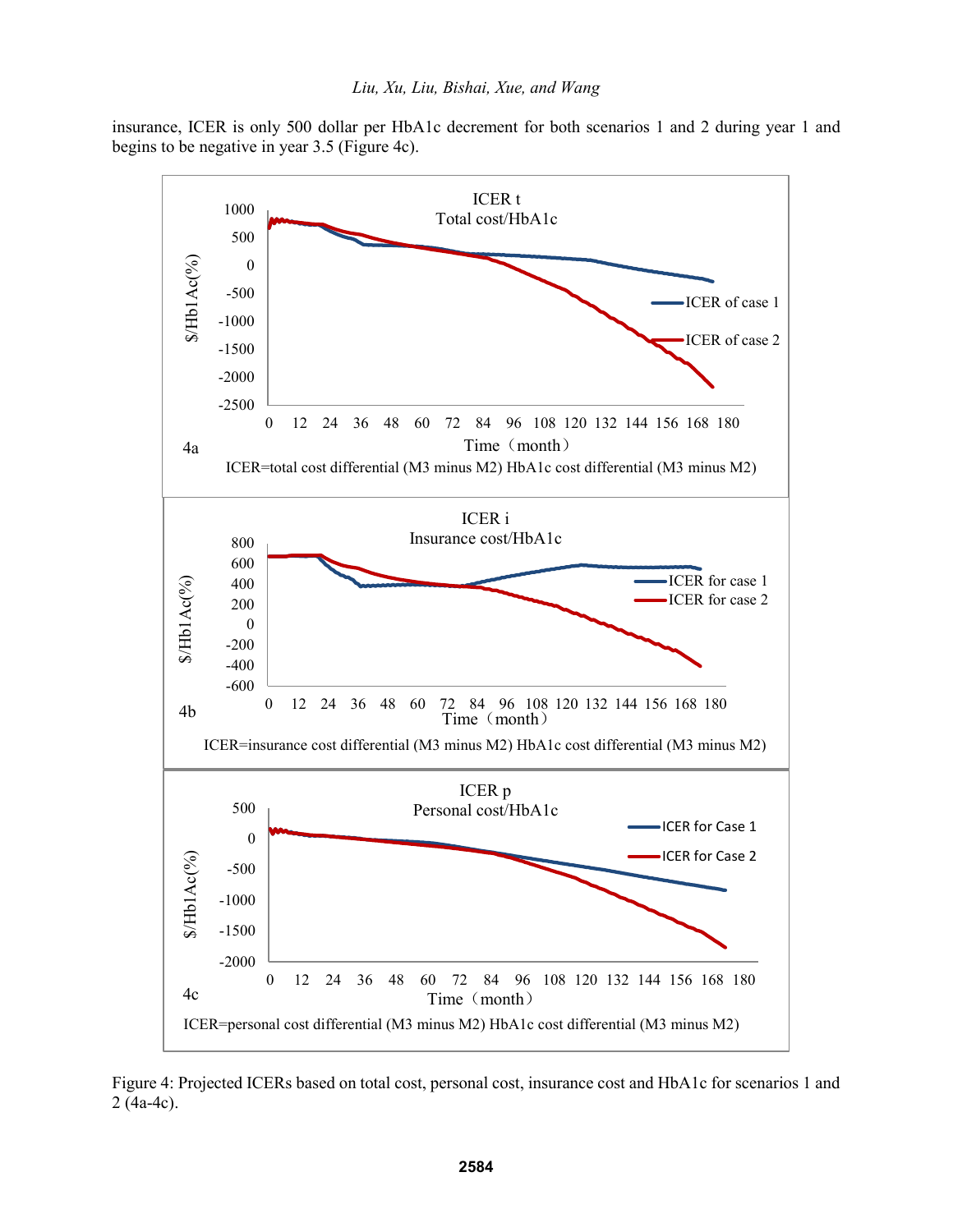insurance, ICER is only 500 dollar per HbA1c decrement for both scenarios 1 and 2 during year 1 and begins to be negative in year 3.5 (Figure 4c).

Figure 4: Projected ICERs based on total cost, personal cost, insurance cost and HbA1c for scenarios 1 and 2 (4a-4c).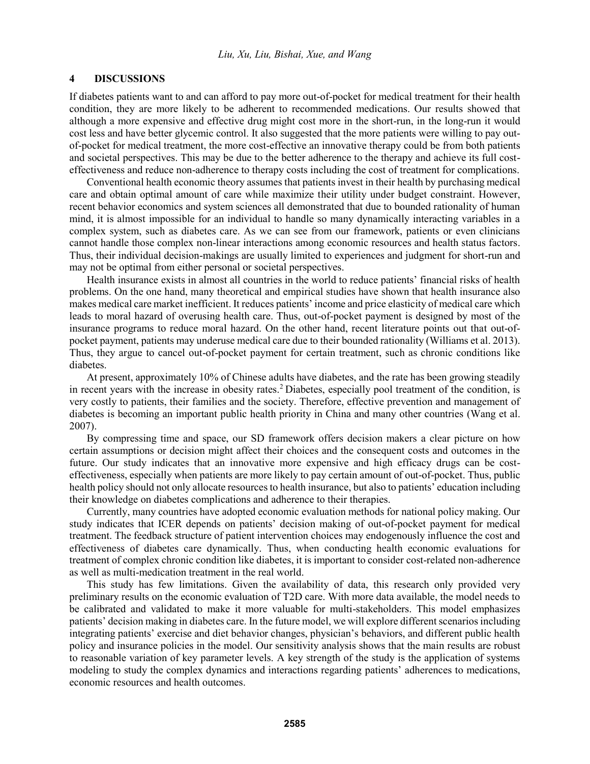## 4 DISCUSSIONS

If diabetes patients want to and can afford to pay more out-of-pocket for medical treatment for their health condition, they are more likely to be adherent to recommended medications. Our results showed that although a more expensive and effective drug might cost more in the short-run, in the long-run it would cost less and have better glycemic control. It also suggested that the more patients were willing to pay out-of-pocket for medical treatment, the more cost-effective an innovative therapy could be from both patients and societal perspectives. This may be due to the better adherence to the therapy and achieve its full cost-effectiveness and reduce non-adherence to therapy costs including the cost of treatment for complications.

Conventional health economic theory assumes that patients invest in their health by purchasing medical care and obtain optimal amount of care while maximize their utility under budget constraint. However, recent behavior economics and system sciences all demonstrated that due to bounded rationality of human mind, it is almost impossible for an individual to handle so many dynamically interacting variables in a complex system, such as diabetes care. As we can see from our framework, patients or even clinicians cannot handle those complex non-linear interactions among economic resources and health status factors. Thus, their individual decision-makings are usually limited to experiences and judgment for short-run and may not be optimal from either personal or societal perspectives.

Health insurance exists in almost all countries in the world to reduce patients' financial risks of health problems. On the one hand, many theoretical and empirical studies have shown that health insurance also makes medical care market inefficient. It reduces patients' income and price elasticity of medical care which leads to moral hazard of overusing health care. Thus, out-of-pocket payment is designed by most of the insurance programs to reduce moral hazard. On the other hand, recent literature points out that out-of-pocket payment, patients may underuse medical care due to their bounded rationality (Williams et al. 2013). Thus, they argue to cancel out-of-pocket payment for certain treatment, such as chronic conditions like diabetes.

At present, approximately 10% of Chinese adults have diabetes, and the rate has been growing steadily in recent years with the increase in obesity rates.[2] Diabetes, especially pool treatment of the condition, is very costly to patients, their families and the society. Therefore, effective prevention and management of diabetes is becoming an important public health priority in China and many other countries (Wang et al. 2007).

By compressing time and space, our SD framework offers decision makers a clear picture on how certain assumptions or decision might affect their choices and the consequent costs and outcomes in the future. Our study indicates that an innovative more expensive and high efficacy drugs can be cost-effectiveness, especially when patients are more likely to pay certain amount of out-of-pocket. Thus, public health policy should not only allocate resources to health insurance, but also to patients' education including their knowledge on diabetes complications and adherence to their therapies.

Currently, many countries have adopted economic evaluation methods for national policy making. Our study indicates that ICER depends on patients' decision making of out-of-pocket payment for medical treatment. The feedback structure of patient intervention choices may endogenously influence the cost and effectiveness of diabetes care dynamically. Thus, when conducting health economic evaluations for treatment of complex chronic condition like diabetes, it is important to consider cost-related non-adherence as well as multi-medication treatment in the real world.

This study has few limitations. Given the availability of data, this research only provided very preliminary results on the economic evaluation of T2D care. With more data available, the model needs to be calibrated and validated to make it more valuable for multi-stakeholders. This model emphasizes patients' decision making in diabetes care. In the future model, we will explore different scenarios including integrating patients' exercise and diet behavior changes, physician's behaviors, and different public health policy and insurance policies in the model. Our sensitivity analysis shows that the main results are robust to reasonable variation of key parameter levels. A key strength of the study is the application of systems modeling to study the complex dynamics and interactions regarding patients' adherences to medications, economic resources and health outcomes.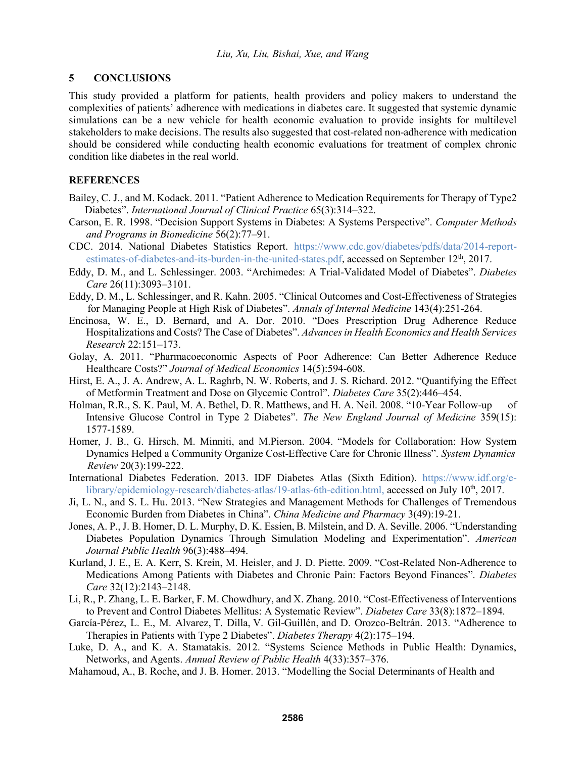## 5 CONCLUSIONS

This study provided a platform for patients, health providers and policy makers to understand the complexities of patients' adherence with medications in diabetes care. It suggested that systemic dynamic simulations can be a new vehicle for health economic evaluation to provide insights for multilevel stakeholders to make decisions. The results also suggested that cost-related non-adherence with medication should be considered while conducting health economic evaluations for treatment of complex chronic condition like diabetes in the real world.

## REFERENCES

Bailey, C. J., and M. Kodack. 2011. "Patient Adherence to Medication Requirements for Therapy of Type2 Diabetes". *International Journal of Clinical Practice* 65(3):314–322.

Carson, E. R. 1998. "Decision Support Systems in Diabetes: A Systems Perspective". *Computer Methods and Programs in Biomedicine* 56(2):77–91.

CDC. 2014. National Diabetes Statistics Report. https://www.cdc.gov/diabetes/pdfs/data/2014-report-estimates-of-diabetes-and-its-burden-in-the-united-states.pdf, accessed on September 12th, 2017.

Eddy, D. M., and L. Schlessinger. 2003. "Archimedes: A Trial-Validated Model of Diabetes". *Diabetes Care* 26(11):3093–3101.

Eddy, D. M., L. Schlessinger, and R. Kahn. 2005. "Clinical Outcomes and Cost-Effectiveness of Strategies for Managing People at High Risk of Diabetes". *Annals of Internal Medicine* 143(4):251-264.

Encinosa, W. E., D. Bernard, and A. Dor. 2010. "Does Prescription Drug Adherence Reduce Hospitalizations and Costs? The Case of Diabetes". *Advances in Health Economics and Health Services Research* 22:151–173.

Golay, A. 2011. "Pharmacoeconomic Aspects of Poor Adherence: Can Better Adherence Reduce Healthcare Costs?" *Journal of Medical Economics* 14(5):594-608.

Hirst, E. A., J. A. Andrew, A. L. Raghrb, N. W. Roberts, and J. S. Richard. 2012. "Quantifying the Effect of Metformin Treatment and Dose on Glycemic Control". *Diabetes Care* 35(2):446–454.

Holman, R.R., S. K. Paul, M. A. Bethel, D. R. Matthews, and H. A. Neil. 2008. "10-Year Follow-up of Intensive Glucose Control in Type 2 Diabetes". *The New England Journal of Medicine* 359(15): 1577-1589.

Homer, J. B., G. Hirsch, M. Minniti, and M.Pierson. 2004. "Models for Collaboration: How System Dynamics Helped a Community Organize Cost-Effective Care for Chronic Illness". *System Dynamics Review* 20(3):199-222.

International Diabetes Federation. 2013. IDF Diabetes Atlas (Sixth Edition). https://www.idf.org/e-library/epidemiology-research/diabetes-atlas/19-atlas-6th-edition.html, accessed on July 10th, 2017.

Ji, L. N., and S. L. Hu. 2013. "New Strategies and Management Methods for Challenges of Tremendous Economic Burden from Diabetes in China". *China Medicine and Pharmacy* 3(49):19-21.

Jones, A. P., J. B. Homer, D. L. Murphy, D. K. Essien, B. Milstein, and D. A. Seville. 2006. "Understanding Diabetes Population Dynamics Through Simulation Modeling and Experimentation". *American Journal Public Health* 96(3):488–494.

Kurland, J. E., E. A. Kerr, S. Krein, M. Heisler, and J. D. Piette. 2009. "Cost-Related Non-Adherence to Medications Among Patients with Diabetes and Chronic Pain: Factors Beyond Finances". *Diabetes Care* 32(12):2143–2148.

Li, R., P. Zhang, L. E. Barker, F. M. Chowdhury, and X. Zhang. 2010. "Cost-Effectiveness of Interventions to Prevent and Control Diabetes Mellitus: A Systematic Review". *Diabetes Care* 33(8):1872–1894.

García-Pérez, L. E., M. Alvarez, T. Dilla, V. Gil-Guillén, and D. Orozco-Beltrán. 2013. "Adherence to Therapies in Patients with Type 2 Diabetes". *Diabetes Therapy* 4(2):175–194.

Luke, D. A., and K. A. Stamatakis. 2012. "Systems Science Methods in Public Health: Dynamics, Networks, and Agents. *Annual Review of Public Health* 4(33):357–376.

Mahamoud, A., B. Roche, and J. B. Homer. 2013. "Modelling the Social Determinants of Health and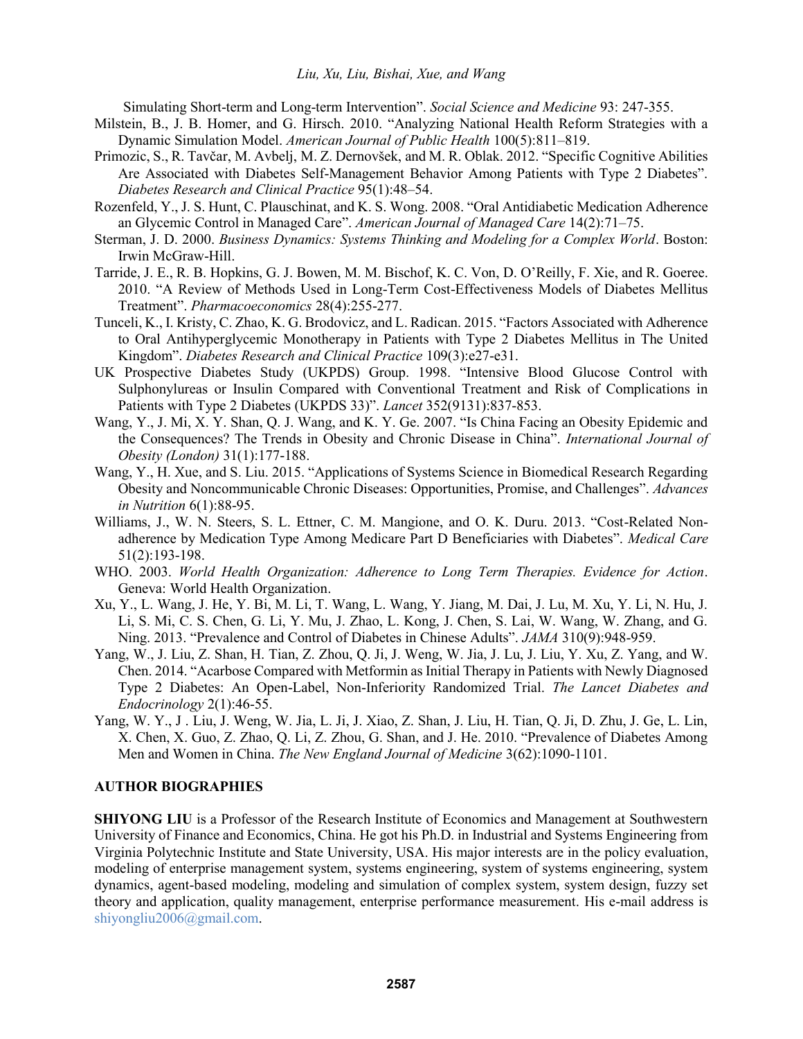Simulating Short-term and Long-term Intervention". *Social Science and Medicine* 93: 247-355.

Milstein, B., J. B. Homer, and G. Hirsch. 2010. "Analyzing National Health Reform Strategies with a Dynamic Simulation Model. *American Journal of Public Health* 100(5):811–819.

Primozic, S., R. Tavčar, M. Avbelj, M. Z. Dernovšek, and M. R. Oblak. 2012. "Specific Cognitive Abilities Are Associated with Diabetes Self-Management Behavior Among Patients with Type 2 Diabetes". *Diabetes Research and Clinical Practice* 95(1):48–54.

Rozenfeld, Y., J. S. Hunt, C. Plauschinat, and K. S. Wong. 2008. "Oral Antidiabetic Medication Adherence an Glycemic Control in Managed Care". *American Journal of Managed Care* 14(2):71–75.

Sterman, J. D. 2000. *Business Dynamics: Systems Thinking and Modeling for a Complex World*. Boston: Irwin McGraw-Hill.

Tarride, J. E., R. B. Hopkins, G. J. Bowen, M. M. Bischof, K. C. Von, D. O'Reilly, F. Xie, and R. Goeree. 2010. "A Review of Methods Used in Long-Term Cost-Effectiveness Models of Diabetes Mellitus Treatment". *Pharmacoeconomics* 28(4):255-277.

Tunceli, K., I. Kristy, C. Zhao, K. G. Brodovicz, and L. Radican. 2015. "Factors Associated with Adherence to Oral Antihyperglycemic Monotherapy in Patients with Type 2 Diabetes Mellitus in The United Kingdom". *Diabetes Research and Clinical Practice* 109(3):e27-e31.

UK Prospective Diabetes Study (UKPDS) Group. 1998. "Intensive Blood Glucose Control with Sulphonylureas or Insulin Compared with Conventional Treatment and Risk of Complications in Patients with Type 2 Diabetes (UKPDS 33)". *Lancet* 352(9131):837-853.

Wang, Y., J. Mi, X. Y. Shan, Q. J. Wang, and K. Y. Ge. 2007. "Is China Facing an Obesity Epidemic and the Consequences? The Trends in Obesity and Chronic Disease in China". *International Journal of Obesity (London)* 31(1):177-188.

Wang, Y., H. Xue, and S. Liu. 2015. "Applications of Systems Science in Biomedical Research Regarding Obesity and Noncommunicable Chronic Diseases: Opportunities, Promise, and Challenges". *Advances in Nutrition* 6(1):88-95.

Williams, J., W. N. Steers, S. L. Ettner, C. M. Mangione, and O. K. Duru. 2013. "Cost-Related Non-adherence by Medication Type Among Medicare Part D Beneficiaries with Diabetes". *Medical Care* 51(2):193-198.

WHO. 2003. *World Health Organization: Adherence to Long Term Therapies. Evidence for Action*. Geneva: World Health Organization.

Xu, Y., L. Wang, J. He, Y. Bi, M. Li, T. Wang, L. Wang, Y. Jiang, M. Dai, J. Lu, M. Xu, Y. Li, N. Hu, J. Li, S. Mi, C. S. Chen, G. Li, Y. Mu, J. Zhao, L. Kong, J. Chen, S. Lai, W. Wang, W. Zhang, and G. Ning. 2013. "Prevalence and Control of Diabetes in Chinese Adults". *JAMA* 310(9):948-959.

Yang, W., J. Liu, Z. Shan, H. Tian, Z. Zhou, Q. Ji, J. Weng, W. Jia, J. Lu, J. Liu, Y. Xu, Z. Yang, and W. Chen. 2014. "Acarbose Compared with Metformin as Initial Therapy in Patients with Newly Diagnosed Type 2 Diabetes: An Open-Label, Non-Inferiority Randomized Trial. *The Lancet Diabetes and Endocrinology* 2(1):46-55.

Yang, W. Y., J . Liu, J. Weng, W. Jia, L. Ji, J. Xiao, Z. Shan, J. Liu, H. Tian, Q. Ji, D. Zhu, J. Ge, L. Lin, X. Chen, X. Guo, Z. Zhao, Q. Li, Z. Zhou, G. Shan, and J. He. 2010. "Prevalence of Diabetes Among Men and Women in China. *The New England Journal of Medicine* 3(62):1090-1101.

## AUTHOR BIOGRAPHIES

**SHIYONG LIU** is a Professor of the Research Institute of Economics and Management at Southwestern University of Finance and Economics, China. He got his Ph.D. in Industrial and Systems Engineering from Virginia Polytechnic Institute and State University, USA. His major interests are in the policy evaluation, modeling of enterprise management system, systems engineering, system of systems engineering, system dynamics, agent-based modeling, modeling and simulation of complex system, system design, fuzzy set theory and application, quality management, enterprise performance measurement. His e-mail address is shiyongliu2006@gmail.com.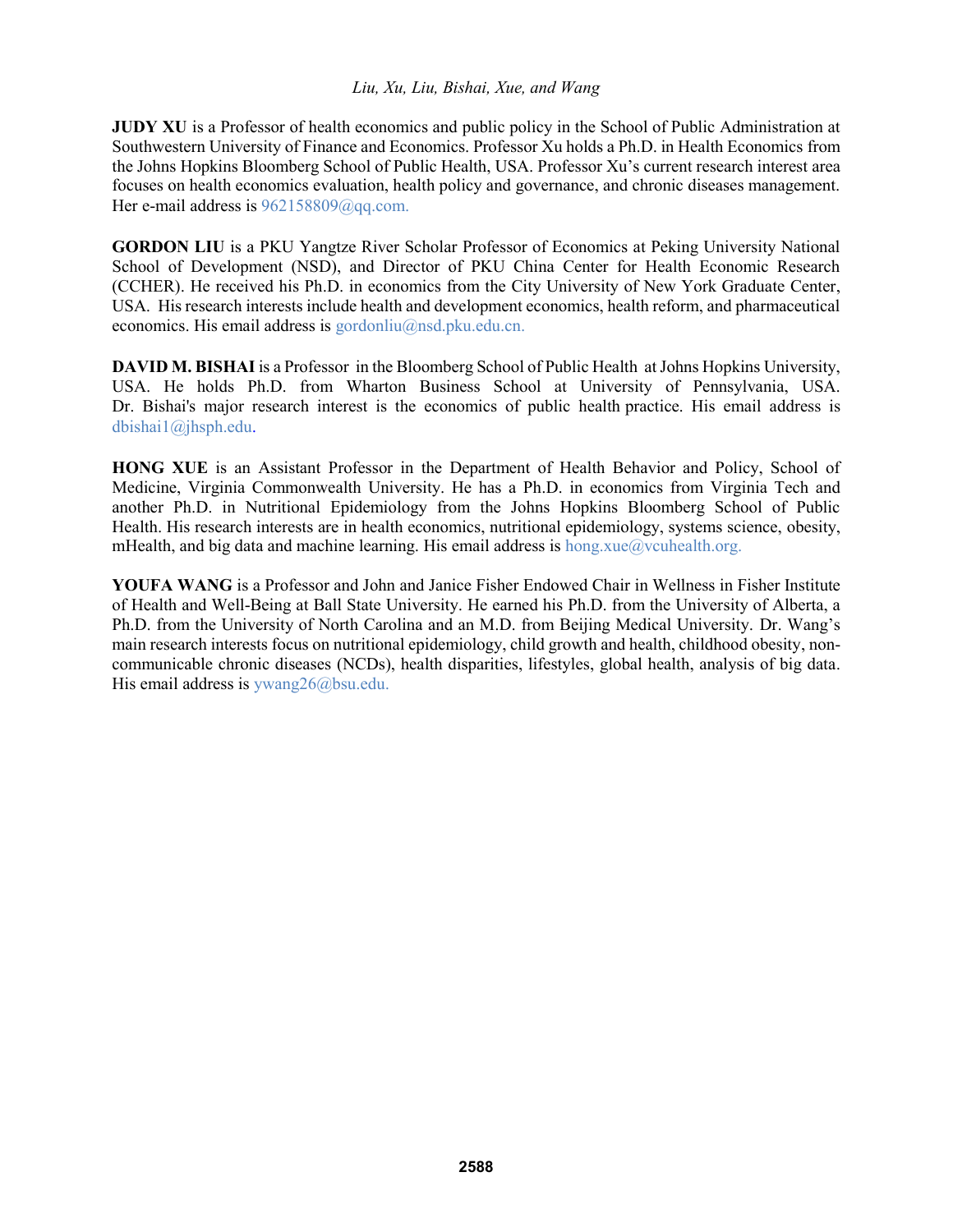**JUDY XU** is a Professor of health economics and public policy in the School of Public Administration at Southwestern University of Finance and Economics. Professor Xu holds a Ph.D. in Health Economics from the Johns Hopkins Bloomberg School of Public Health, USA. Professor Xu's current research interest area focuses on health economics evaluation, health policy and governance, and chronic diseases management. Her e-mail address is 962158809@qq.com.

**GORDON LIU** is a PKU Yangtze River Scholar Professor of Economics at Peking University National School of Development (NSD), and Director of PKU China Center for Health Economic Research (CCHER). He received his Ph.D. in economics from the City University of New York Graduate Center, USA. His research interests include health and development economics, health reform, and pharmaceutical economics. His email address is gordonliu@nsd.pku.edu.cn.

**DAVID M. BISHAI** is a Professor in the Bloomberg School of Public Health at Johns Hopkins University, USA. He holds Ph.D. from Wharton Business School at University of Pennsylvania, USA. Dr. Bishai's major research interest is the economics of public health practice. His email address is dbishai1@jhsph.edu.

**HONG XUE** is an Assistant Professor in the Department of Health Behavior and Policy, School of Medicine, Virginia Commonwealth University. He has a Ph.D. in economics from Virginia Tech and another Ph.D. in Nutritional Epidemiology from the Johns Hopkins Bloomberg School of Public Health. His research interests are in health economics, nutritional epidemiology, systems science, obesity, mHealth, and big data and machine learning. His email address is hong.xue@vcuhealth.org.

**YOUFA WANG** is a Professor and John and Janice Fisher Endowed Chair in Wellness in Fisher Institute of Health and Well-Being at Ball State University. He earned his Ph.D. from the University of Alberta, a Ph.D. from the University of North Carolina and an M.D. from Beijing Medical University. Dr. Wang's main research interests focus on nutritional epidemiology, child growth and health, childhood obesity, non-communicable chronic diseases (NCDs), health disparities, lifestyles, global health, analysis of big data. His email address is ywang26@bsu.edu.